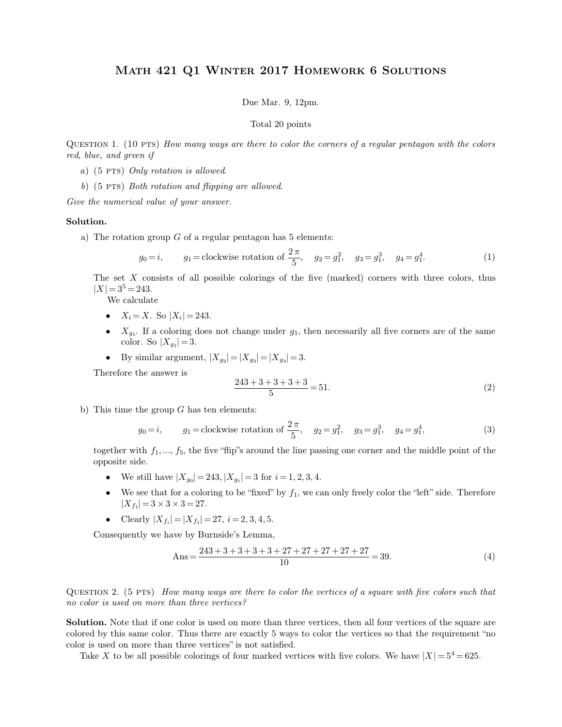# Math 421 Q1 Winter 2017 Homework 6 Solutions

Due Mar. 9, 12pm.

Total 20 points

Question 1. (10 pts) *How many ways are there to color the corners of a regular pentagon with the colors red, blue, and green if*

*a)* (5 pts) *Only rotation is allowed.*

*b)* (5 pts) *Both rotation and flipping are allowed.*

*Give the numerical value of your answer.*

**Solution.**

a) The rotation group $G$ of a regular pentagon has 5 elements:

$$g_0 = i, \qquad g_1 = \text{clockwise rotation of } \frac{2\pi}{5}, \quad g_2 = g_1^2, \quad g_3 = g_1^3, \quad g_4 = g_1^4. \tag{1}$$

The set $X$ consists of all possible colorings of the five (marked) corners with three colors, thus $|X| = 3^5 = 243$.

We calculate

- $X_i = X$. So $|X_i| = 243$.
- $X_{g_1}$. If a coloring does not change under $g_1$, then necessarily all five corners are of the same color. So $|X_{g_1}| = 3$.
- By similar argument, $|X_{g_2}| = |X_{g_3}| = |X_{g_4}| = 3$.

Therefore the answer is

$$\frac{243 + 3 + 3 + 3 + 3}{5} = 51. \tag{2}$$

b) This time the group $G$ has ten elements:

$$g_0 = i, \qquad g_1 = \text{clockwise rotation of } \frac{2\pi}{5}, \quad g_2 = g_1^2, \quad g_3 = g_1^3, \quad g_4 = g_1^4, \tag{3}$$

together with $f_1, \ldots, f_5$, the five "flip"s around the line passing one corner and the middle point of the opposite side.

- We still have $|X_{g_0}| = 243, |X_{g_i}| = 3$ for $i = 1, 2, 3, 4$.
- We see that for a coloring to be "fixed" by $f_1$, we can only freely color the "left" side. Therefore $|X_{f_1}| = 3 \times 3 \times 3 = 27$.
- Clearly $|X_{f_i}| = |X_{f_1}| = 27$, $i = 2, 3, 4, 5$.

Consequently we have by Burnside's Lemma,

$$\text{Ans} = \frac{243 + 3 + 3 + 3 + 3 + 27 + 27 + 27 + 27 + 27}{10} = 39. \tag{4}$$

Question 2. (5 pts) *How many ways are there to color the vertices of a square with five colors such that no color is used on more than three vertices?*

**Solution.** Note that if one color is used on more than three vertices, then all four vertices of the square are colored by this same color. Thus there are exactly 5 ways to color the vertices so that the requirement "no color is used on more than three vertices" is not satisfied.

Take $X$ to be all possible colorings of four marked vertices with five colors. We have $|X| = 5^4 = 625$.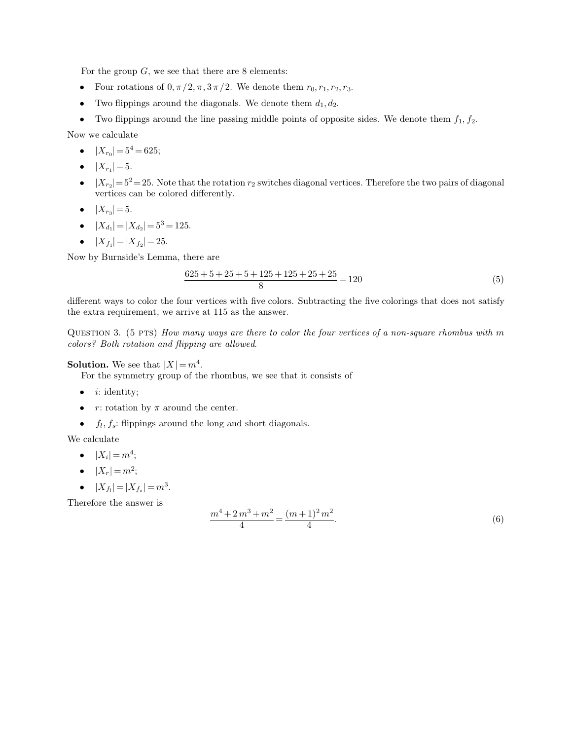For the group $G$, we see that there are 8 elements:

- Four rotations of $0, \pi/2, \pi, 3\pi/2$. We denote them $r_0, r_1, r_2, r_3$.
- Two flippings around the diagonals. We denote them $d_1, d_2$.
- Two flippings around the line passing middle points of opposite sides. We denote them $f_1$, $f_2$.

Now we calculate

- $|X_{r_0}| = 5^4 = 625$;
- $|X_{r_1}| = 5$.
- $|X_{r_2}| = 5^2 = 25$. Note that the rotation $r_2$ switches diagonal vertices. Therefore the two pairs of diagonal vertices can be colored differently.
- $|X_{r_3}| = 5$.
- $|X_{d_1}| = |X_{d_2}| = 5^3 = 125$.
- $|X_{f_1}| = |X_{f_2}| = 25$.

Now by Burnside's Lemma, there are

$$\frac{625 + 5 + 25 + 5 + 125 + 125 + 25 + 25}{8} = 120 \tag{5}$$

different ways to color the four vertices with five colors. Subtracting the five colorings that does not satisfy the extra requirement, we arrive at 115 as the answer.

Question 3. (5 pts) *How many ways are there to color the four vertices of a non-square rhombus with $m$ colors? Both rotation and flipping are allowed.*

**Solution.** We see that $|X| = m^4$.

For the symmetry group of the rhombus, we see that it consists of

- $i$: identity;
- $r$: rotation by $\pi$ around the center.
- $f_l$, $f_s$: flippings around the long and short diagonals.

We calculate

- $|X_i| = m^4$;
- $|X_r| = m^2$;
- $|X_{f_l}| = |X_{f_s}| = m^3$.

Therefore the answer is

$$\frac{m^4 + 2m^3 + m^2}{4} = \frac{(m+1)^2 m^2}{4}. \tag{6}$$